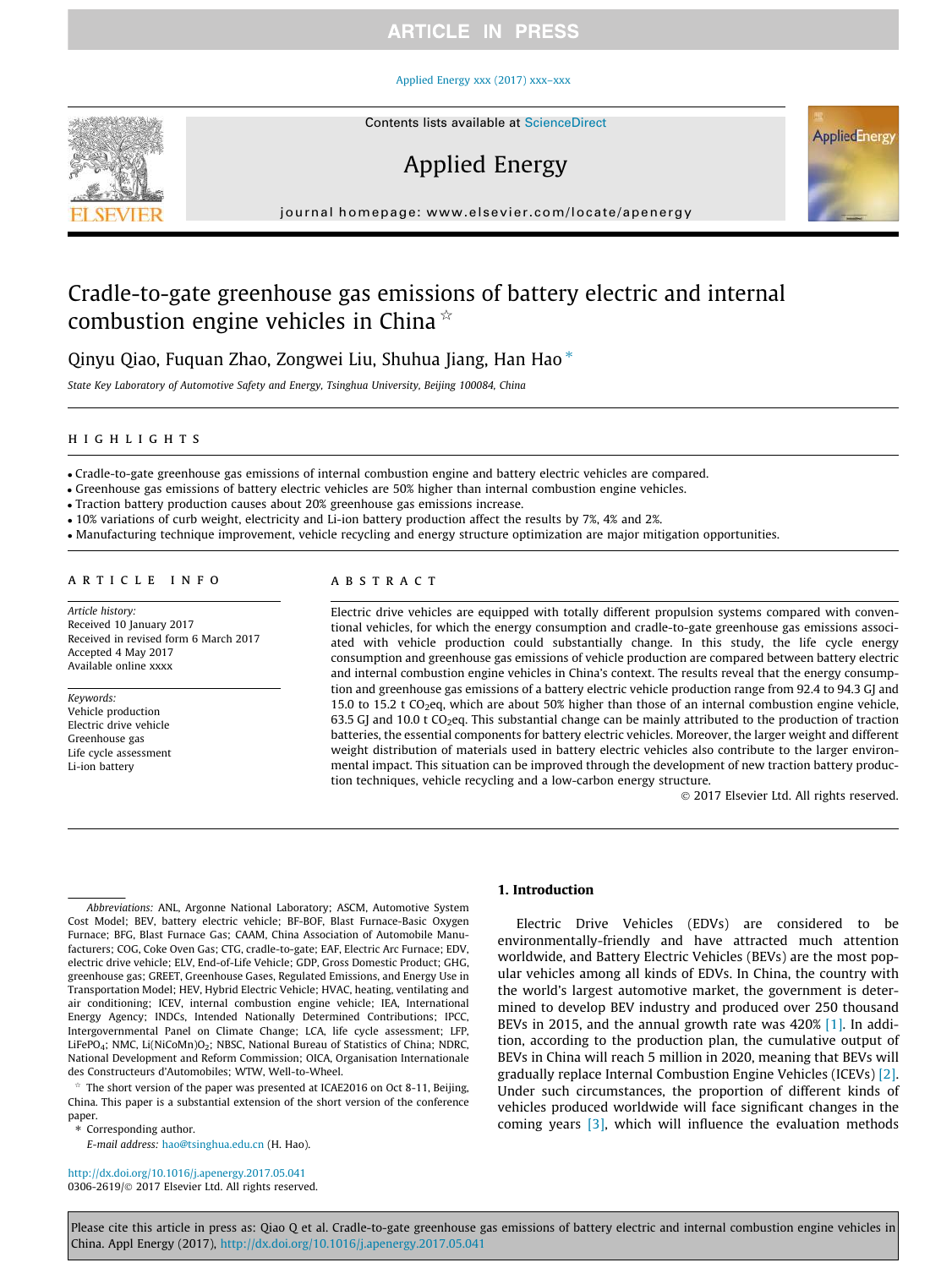# Cradle-to-gate greenhouse gas emissions of battery electric and internal combustion engine vehicles in China ☆

Qinyu Qiao, Fuquan Zhao, Zongwei Liu, Shuhua Jiang, Han Hao *

*State Key Laboratory of Automotive Safety and Energy, Tsinghua University, Beijing 100084, China*

## HIGHLIGHTS

- Cradle-to-gate greenhouse gas emissions of internal combustion engine and battery electric vehicles are compared.
- Greenhouse gas emissions of battery electric vehicles are 50% higher than internal combustion engine vehicles.
- Traction battery production causes about 20% greenhouse gas emissions increase.
- 10% variations of curb weight, electricity and Li-ion battery production affect the results by 7%, 4% and 2%.
- Manufacturing technique improvement, vehicle recycling and energy structure optimization are major mitigation opportunities.

## ARTICLE INFO

*Article history:*
Received 10 January 2017
Received in revised form 6 March 2017
Accepted 4 May 2017
Available online xxxx

*Keywords:*
Vehicle production
Electric drive vehicle
Greenhouse gas
Life cycle assessment
Li-ion battery

## ABSTRACT

Electric drive vehicles are equipped with totally different propulsion systems compared with conventional vehicles, for which the energy consumption and cradle-to-gate greenhouse gas emissions associated with vehicle production could substantially change. In this study, the life cycle energy consumption and greenhouse gas emissions of vehicle production are compared between battery electric and internal combustion engine vehicles in China's context. The results reveal that the energy consumption and greenhouse gas emissions of a battery electric vehicle production range from 92.4 to 94.3 GJ and 15.0 to 15.2 t $CO_2$eq, which are about 50% higher than those of an internal combustion engine vehicle, 63.5 GJ and 10.0 t $CO_2$eq. This substantial change can be mainly attributed to the production of traction batteries, the essential components for battery electric vehicles. Moreover, the larger weight and different weight distribution of materials used in battery electric vehicles also contribute to the larger environmental impact. This situation can be improved through the development of new traction battery production techniques, vehicle recycling and a low-carbon energy structure.

© 2017 Elsevier Ltd. All rights reserved.

## 1. Introduction

Electric Drive Vehicles (EDVs) are considered to be environmentally-friendly and have attracted much attention worldwide, and Battery Electric Vehicles (BEVs) are the most popular vehicles among all kinds of EDVs. In China, the country with the world's largest automotive market, the government is determined to develop BEV industry and produced over 250 thousand BEVs in 2015, and the annual growth rate was 420% [1]. In addition, according to the production plan, the cumulative output of BEVs in China will reach 5 million in 2020, meaning that BEVs will gradually replace Internal Combustion Engine Vehicles (ICEVs) [2]. Under such circumstances, the proportion of different kinds of vehicles produced worldwide will face significant changes in the coming years [3], which will influence the evaluation methods

---

*Abbreviations:* ANL, Argonne National Laboratory; ASCM, Automotive System Cost Model; BEV, battery electric vehicle; BF-BOF, Blast Furnace-Basic Oxygen Furnace; BFG, Blast Furnace Gas; CAAM, China Association of Automobile Manufacturers; COG, Coke Oven Gas; CTG, cradle-to-gate; EAF, Electric Arc Furnace; EDV, electric drive vehicle; ELV, End-of-Life Vehicle; GDP, Gross Domestic Product; GHG, greenhouse gas; GREET, Greenhouse Gases, Regulated Emissions, and Energy Use in Transportation Model; HEV, Hybrid Electric Vehicle; HVAC, heating, ventilating and air conditioning; ICEV, internal combustion engine vehicle; IEA, International Energy Agency; INDCs, Intended Nationally Determined Contributions; IPCC, Intergovernmental Panel on Climate Change; LCA, life cycle assessment; LFP, $LiFePO_4$; NMC, $Li(NiCoMn)O_2$; NBSC, National Bureau of Statistics of China; NDRC, National Development and Reform Commission; OICA, Organisation Internationale des Constructeurs d'Automobiles; WTW, Well-to-Wheel.

☆ The short version of the paper was presented at ICAE2016 on Oct 8-11, Beijing, China. This paper is a substantial extension of the short version of the conference paper.

\* Corresponding author.
E-mail address: hao@tsinghua.edu.cn (H. Hao).

http://dx.doi.org/10.1016/j.apenergy.2017.05.041
0306-2619/© 2017 Elsevier Ltd. All rights reserved.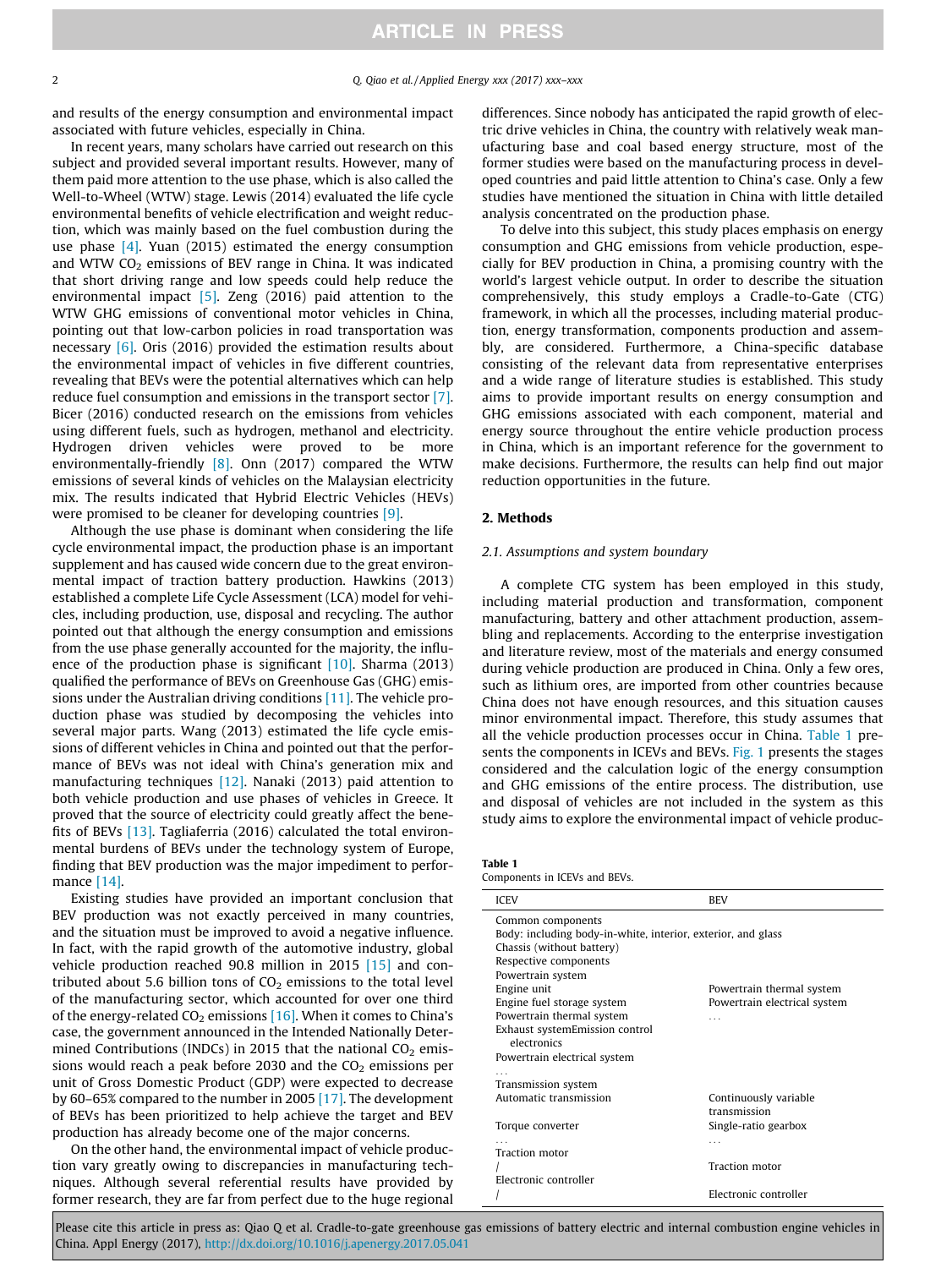and results of the energy consumption and environmental impact associated with future vehicles, especially in China.

In recent years, many scholars have carried out research on this subject and provided several important results. However, many of them paid more attention to the use phase, which is also called the Well-to-Wheel (WTW) stage. Lewis (2014) evaluated the life cycle environmental benefits of vehicle electrification and weight reduction, which was mainly based on the fuel combustion during the use phase [4]. Yuan (2015) estimated the energy consumption and WTW $CO_2$ emissions of BEV range in China. It was indicated that short driving range and low speeds could help reduce the environmental impact [5]. Zeng (2016) paid attention to the WTW GHG emissions of conventional motor vehicles in China, pointing out that low-carbon policies in road transportation was necessary [6]. Oris (2016) provided the estimation results about the environmental impact of vehicles in five different countries, revealing that BEVs were the potential alternatives which can help reduce fuel consumption and emissions in the transport sector [7]. Bicer (2016) conducted research on the emissions from vehicles using different fuels, such as hydrogen, methanol and electricity. Hydrogen driven vehicles were proved to be more environmentally-friendly [8]. Onn (2017) compared the WTW emissions of several kinds of vehicles on the Malaysian electricity mix. The results indicated that Hybrid Electric Vehicles (HEVs) were promised to be cleaner for developing countries [9].

Although the use phase is dominant when considering the life cycle environmental impact, the production phase is an important supplement and has caused wide concern due to the great environmental impact of traction battery production. Hawkins (2013) established a complete Life Cycle Assessment (LCA) model for vehicles, including production, use, disposal and recycling. The author pointed out that although the energy consumption and emissions from the use phase generally accounted for the majority, the influence of the production phase is significant [10]. Sharma (2013) qualified the performance of BEVs on Greenhouse Gas (GHG) emissions under the Australian driving conditions [11]. The vehicle production phase was studied by decomposing the vehicles into several major parts. Wang (2013) estimated the life cycle emissions of different vehicles in China and pointed out that the performance of BEVs was not ideal with China's generation mix and manufacturing techniques [12]. Nanaki (2013) paid attention to both vehicle production and use phases of vehicles in Greece. It proved that the source of electricity could greatly affect the benefits of BEVs [13]. Tagliaferria (2016) calculated the total environmental burdens of BEVs under the technology system of Europe, finding that BEV production was the major impediment to performance [14].

Existing studies have provided an important conclusion that BEV production was not exactly perceived in many countries, and the situation must be improved to avoid a negative influence. In fact, with the rapid growth of the automotive industry, global vehicle production reached 90.8 million in 2015 [15] and contributed about 5.6 billion tons of $CO_2$ emissions to the total level of the manufacturing sector, which accounted for over one third of the energy-related $CO_2$ emissions [16]. When it comes to China's case, the government announced in the Intended Nationally Determined Contributions (INDCs) in 2015 that the national $CO_2$ emissions would reach a peak before 2030 and the $CO_2$ emissions per unit of Gross Domestic Product (GDP) were expected to decrease by 60–65% compared to the number in 2005 [17]. The development of BEVs has been prioritized to help achieve the target and BEV production has already become one of the major concerns.

On the other hand, the environmental impact of vehicle production vary greatly owing to discrepancies in manufacturing techniques. Although several referential results have provided by former research, they are far from perfect due to the huge regional differences. Since nobody has anticipated the rapid growth of electric drive vehicles in China, the country with relatively weak manufacturing base and coal based energy structure, most of the former studies were based on the manufacturing process in developed countries and paid little attention to China's case. Only a few studies have mentioned the situation in China with little detailed analysis concentrated on the production phase.

To delve into this subject, this study places emphasis on energy consumption and GHG emissions from vehicle production, especially for BEV production in China, a promising country with the world's largest vehicle output. In order to describe the situation comprehensively, this study employs a Cradle-to-Gate (CTG) framework, in which all the processes, including material production, energy transformation, components production and assembly, are considered. Furthermore, a China-specific database consisting of the relevant data from representative enterprises and a wide range of literature studies is established. This study aims to provide important results on energy consumption and GHG emissions associated with each component, material and energy source throughout the entire vehicle production process in China, which is an important reference for the government to make decisions. Furthermore, the results can help find out major reduction opportunities in the future.

## 2. Methods

### 2.1. Assumptions and system boundary

A complete CTG system has been employed in this study, including material production and transformation, component manufacturing, battery and other attachment production, assembling and replacements. According to the enterprise investigation and literature review, most of the materials and energy consumed during vehicle production are produced in China. Only a few ores, such as lithium ores, are imported from other countries because China does not have enough resources, and this situation causes minor environmental impact. Therefore, this study assumes that all the vehicle production processes occur in China. Table 1 presents the components in ICEVs and BEVs. Fig. 1 presents the stages considered and the calculation logic of the energy consumption and GHG emissions of the entire process. The distribution, use and disposal of vehicles are not included in the system as this study aims to explore the environmental impact of vehicle produc-

**Table 1**
Components in ICEVs and BEVs.

| ICEV | BEV |
|---|---|
| Common components | |
| Body: including body-in-white, interior, exterior, and glass | |
| Chassis (without battery) | |
| Respective components | |
| Powertrain system | |
| Engine unit | Powertrain thermal system |
| Engine fuel storage system | Powertrain electrical system |
| Powertrain thermal system | ... |
| Exhaust systemEmission control electronics | |
| Powertrain electrical system | |
| ... | |
| Transmission system | |
| Automatic transmission | Continuously variable transmission |
| Torque converter | Single-ratio gearbox |
| ... | ... |
| Traction motor | |
| / | Traction motor |
| Electronic controller | |
| / | Electronic controller |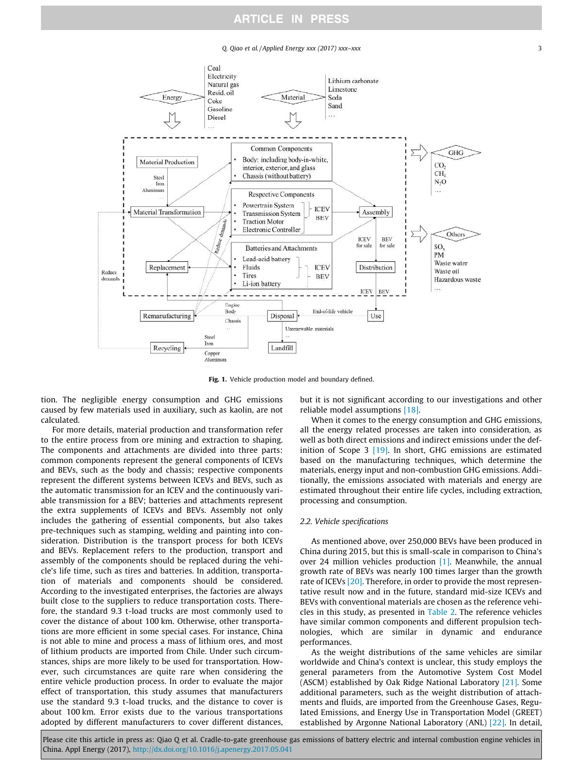Coal
Electricity
Natural gas
Resid. oil
Coke
Gasoline
Diesel
...

Energy

Material

Lithium carbonate
Limestone
Soda
Sand
...

Material Production

Steel
Iron
Aluminum
...

Common Components
• Body: including body-in-white, interior, exterior, and glass
• Chassis (without battery)

Respective Components
• Powertrain System
• Transmission System
• Traction Motor
• Electronic Controller

ICEV
BEV

Assembly

Material Transformation

Reduce demands

Batteries and Attachments
• Lead-acid battery
• Fluids
• Tires
• Li-ion battery

ICEV
BEV

ICEV for sale
BEV for sale

Replacement

Distribution

ICEV
BEV

Reduce demands

GHG
$CO_2$
$CH_4$
$N_2O$
...

Others
$SO_x$
PM
Waste water
Waste oil
Hazardous waste
...

Remanufacturing

Engine
Body
Chassis
...

Disposal

End-of-life vehicle

Use

Unrenewable materials
...

Landfill

Recycling

Steel
Iron
...
Copper
Aluminum
...

**Fig. 1.** Vehicle production model and boundary defined.

tion. The negligible energy consumption and GHG emissions caused by few materials used in auxiliary, such as kaolin, are not calculated.

For more details, material production and transformation refer to the entire process from ore mining and extraction to shaping. The components and attachments are divided into three parts: common components represent the general components of ICEVs and BEVs, such as the body and chassis; respective components represent the different systems between ICEVs and BEVs, such as the automatic transmission for an ICEV and the continuously variable transmission for a BEV; batteries and attachments represent the extra supplements of ICEVs and BEVs. Assembly not only includes the gathering of essential components, but also takes pre-techniques such as stamping, welding and painting into consideration. Distribution is the transport process for both ICEVs and BEVs. Replacement refers to the production, transport and assembly of the components should be replaced during the vehicle's life time, such as tires and batteries. In addition, transportation of materials and components should be considered. According to the investigated enterprises, the factories are always built close to the suppliers to reduce transportation costs. Therefore, the standard 9.3 t-load trucks are most commonly used to cover the distance of about 100 km. Otherwise, other transportations are more efficient in some special cases. For instance, China is not able to mine and process a mass of lithium ores, and most of lithium products are imported from Chile. Under such circumstances, ships are more likely to be used for transportation. However, such circumstances are quite rare when considering the entire vehicle production process. In order to evaluate the major effect of transportation, this study assumes that manufacturers use the standard 9.3 t-load trucks, and the distance to cover is about 100 km. Error exists due to the various transportations adopted by different manufacturers to cover different distances, but it is not significant according to our investigations and other reliable model assumptions [18].

When it comes to the energy consumption and GHG emissions, all the energy related processes are taken into consideration, as well as both direct emissions and indirect emissions under the definition of Scope 3 [19]. In short, GHG emissions are estimated based on the manufacturing techniques, which determine the materials, energy input and non-combustion GHG emissions. Additionally, the emissions associated with materials and energy are estimated throughout their entire life cycles, including extraction, processing and consumption.

### 2.2. Vehicle specifications

As mentioned above, over 250,000 BEVs have been produced in China during 2015, but this is small-scale in comparison to China's over 24 million vehicles production [1]. Meanwhile, the annual growth rate of BEVs was nearly 100 times larger than the growth rate of ICEVs [20]. Therefore, in order to provide the most representative result now and in the future, standard mid-size ICEVs and BEVs with conventional materials are chosen as the reference vehicles in this study, as presented in Table 2. The reference vehicles have similar common components and different propulsion technologies, which are similar in dynamic and endurance performances.

As the weight distributions of the same vehicles are similar worldwide and China's context is unclear, this study employs the general parameters from the Automotive System Cost Model (ASCM) established by Oak Ridge National Laboratory [21]. Some additional parameters, such as the weight distribution of attachments and fluids, are imported from the Greenhouse Gases, Regulated Emissions, and Energy Use in Transportation Model (GREET) established by Argonne National Laboratory (ANL) [22]. In detail,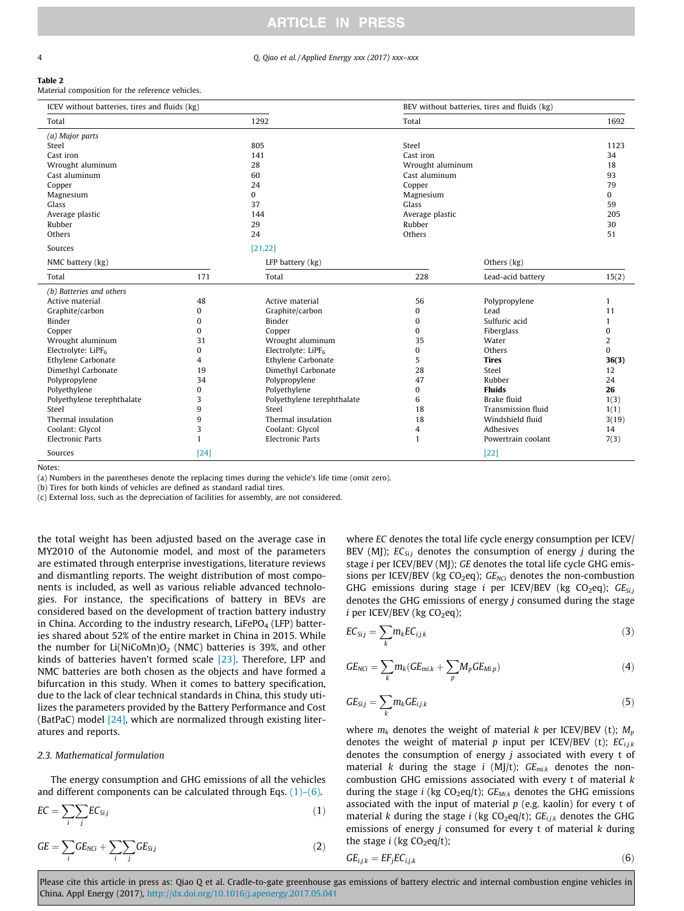**Table 2**
Material composition for the reference vehicles.

| ICEV without batteries, tires and fluids (kg) | | BEV without batteries, tires and fluids (kg) | |
|---|---|---|---|
| Total | 1292 | Total | 1692 |
| *(a) Major parts* | | | |
| Steel | 805 | Steel | 1123 |
| Cast iron | 141 | Cast iron | 34 |
| Wrought aluminum | 28 | Wrought aluminum | 18 |
| Cast aluminum | 60 | Cast aluminum | 93 |
| Copper | 24 | Copper | 79 |
| Magnesium | 0 | Magnesium | 0 |
| Glass | 37 | Glass | 59 |
| Average plastic | 144 | Average plastic | 205 |
| Rubber | 29 | Rubber | 30 |
| Others | 24 | Others | 51 |
| Sources | [21,22] | | |

| NMC battery (kg) | | LFP battery (kg) | | Others (kg) | |
|---|---|---|---|---|---|
| Total | 171 | Total | 228 | Lead-acid battery | 15(2) |
| *(b) Batteries and others* | | | | | |
| Active material | 48 | Active material | 56 | Polypropylene | 1 |
| Graphite/carbon | 0 | Graphite/carbon | 0 | Lead | 11 |
| Binder | 0 | Binder | 0 | Sulfuric acid | 1 |
| Copper | 0 | Copper | 0 | Fiberglass | 0 |
| Wrought aluminum | 31 | Wrought aluminum | 35 | Water | 2 |
| Electrolyte: $LiPF_6$ | 0 | Electrolyte: $LiPF_6$ | 0 | Others | 0 |
| Ethylene Carbonate | 4 | Ethylene Carbonate | 5 | **Tires** | **36(3)** |
| Dimethyl Carbonate | 19 | Dimethyl Carbonate | 28 | Steel | 12 |
| Polypropylene | 34 | Polypropylene | 47 | Rubber | 24 |
| Polyethylene | 0 | Polyethylene | 0 | **Fluids** | **26** |
| Polyethylene terephthalate | 3 | Polyethylene terephthalate | 6 | Brake fluid | 1(3) |
| Steel | 9 | Steel | 18 | Transmission fluid | 1(1) |
| Thermal insulation | 9 | Thermal insulation | 18 | Windshield fluid | 3(19) |
| Coolant: Glycol | 3 | Coolant: Glycol | 4 | Adhesives | 14 |
| Electronic Parts | 1 | Electronic Parts | 1 | Powertrain coolant | 7(3) |
| Sources | [24] | | | | [22] |

Notes:
(a) Numbers in the parentheses denote the replacing times during the vehicle's life time (omit zero).
(b) Tires for both kinds of vehicles are defined as standard radial tires.
(c) External loss, such as the depreciation of facilities for assembly, are not considered.

the total weight has been adjusted based on the average case in MY2010 of the Autonomie model, and most of the parameters are estimated through enterprise investigations, literature reviews and dismantling reports. The weight distribution of most components is included, as well as various reliable advanced technologies. For instance, the specifications of battery in BEVs are considered based on the development of traction battery industry in China. According to the industry research, $LiFePO_4$ (LFP) batteries shared about 52% of the entire market in China in 2015. While the number for $Li(NiCoMn)O_2$ (NMC) batteries is 39%, and other kinds of batteries haven't formed scale [23]. Therefore, LFP and NMC batteries are both chosen as the objects and have formed a bifurcation in this study. When it comes to battery specification, due to the lack of clear technical standards in China, this study utilizes the parameters provided by the Battery Performance and Cost (BatPaC) model [24], which are normalized through existing literatures and reports.

### 2.3. Mathematical formulation

The energy consumption and GHG emissions of all the vehicles and different components can be calculated through Eqs. (1)–(6).

$$EC = \sum_i \sum_j EC_{Si,j} \tag{1}$$

$$GE = \sum_i GE_{NCi} + \sum_i \sum_j GE_{Si,j} \tag{2}$$

where $EC$ denotes the total life cycle energy consumption per ICEV/BEV (MJ); $EC_{Si,j}$ denotes the consumption of energy $j$ during the stage $i$ per ICEV/BEV (MJ); $GE$ denotes the total life cycle GHG emissions per ICEV/BEV (kg $CO_2$eq); $GE_{NCi}$ denotes the non-combustion GHG emissions during stage $i$ per ICEV/BEV (kg $CO_2$eq); $GE_{Si,j}$ denotes the GHG emissions of energy $j$ consumed during the stage $i$ per ICEV/BEV (kg $CO_2$eq);

$$EC_{Si,j} = \sum_k m_k EC_{i,j,k} \tag{3}$$

$$GE_{NCi} = \sum_k m_k (GE_{mi,k} + \sum_p M_p GE_{Mi,p}) \tag{4}$$

$$GE_{Si,j} = \sum_k m_k GE_{i,j,k} \tag{5}$$

where $m_k$ denotes the weight of material $k$ per ICEV/BEV (t); $M_p$ denotes the weight of material $p$ input per ICEV/BEV (t); $EC_{i,j,k}$ denotes the consumption of energy $j$ associated with every t of material $k$ during the stage $i$ (MJ/t); $GE_{mi,k}$ denotes the non-combustion GHG emissions associated with every t of material $k$ during the stage $i$ (kg $CO_2$eq/t); $GE_{Mi,k}$ denotes the GHG emissions associated with the input of material $p$ (e.g. kaolin) for every t of material $k$ during the stage $i$ (kg $CO_2$eq/t); $GE_{i,j,k}$ denotes the GHG emissions of energy $j$ consumed for every t of material $k$ during the stage $i$ (kg $CO_2$eq/t);

$$GE_{i,j,k} = EF_j EC_{i,j,k} \tag{6}$$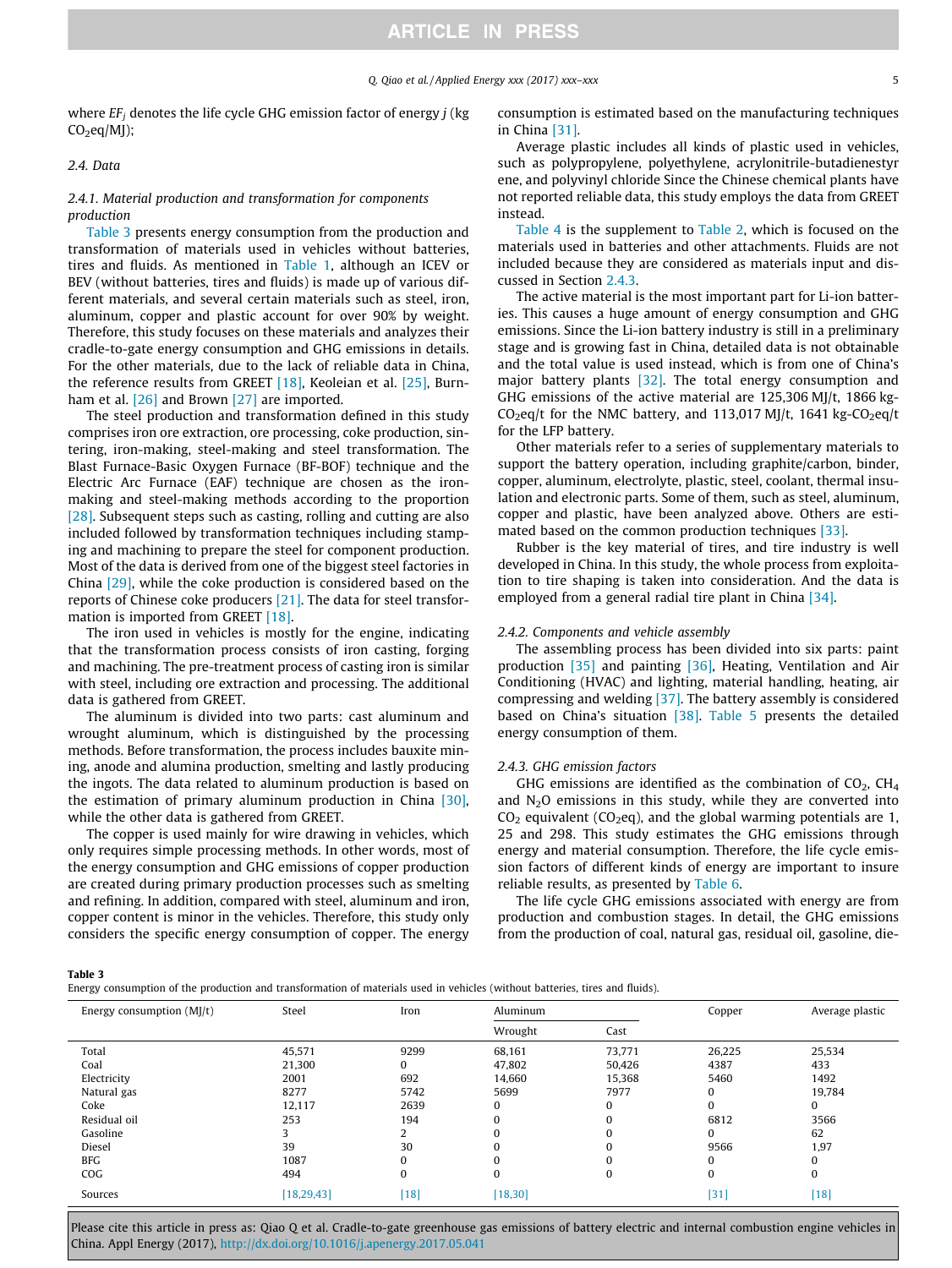where $EF_j$ denotes the life cycle GHG emission factor of energy $j$ (kg $CO_2$eq/MJ);

### 2.4. Data

#### 2.4.1. Material production and transformation for components production

Table 3 presents energy consumption from the production and transformation of materials used in vehicles without batteries, tires and fluids. As mentioned in Table 1, although an ICEV or BEV (without batteries, tires and fluids) is made up of various different materials, and several certain materials such as steel, iron, aluminum, copper and plastic account for over 90% by weight. Therefore, this study focuses on these materials and analyzes their cradle-to-gate energy consumption and GHG emissions in details. For the other materials, due to the lack of reliable data in China, the reference results from GREET [18], Keoleian et al. [25], Burnham et al. [26] and Brown [27] are imported.

The steel production and transformation defined in this study comprises iron ore extraction, ore processing, coke production, sintering, iron-making, steel-making and steel transformation. The Blast Furnace-Basic Oxygen Furnace (BF-BOF) technique and the Electric Arc Furnace (EAF) technique are chosen as the iron-making and steel-making methods according to the proportion [28]. Subsequent steps such as casting, rolling and cutting are also included followed by transformation techniques including stamping and machining to prepare the steel for component production. Most of the data is derived from one of the biggest steel factories in China [29], while the coke production is considered based on the reports of Chinese coke producers [21]. The data for steel transformation is imported from GREET [18].

The iron used in vehicles is mostly for the engine, indicating that the transformation process consists of iron casting, forging and machining. The pre-treatment process of casting iron is similar with steel, including ore extraction and processing. The additional data is gathered from GREET.

The aluminum is divided into two parts: cast aluminum and wrought aluminum, which is distinguished by the processing methods. Before transformation, the process includes bauxite mining, anode and alumina production, smelting and lastly producing the ingots. The data related to aluminum production is based on the estimation of primary aluminum production in China [30], while the other data is gathered from GREET.

The copper is used mainly for wire drawing in vehicles, which only requires simple processing methods. In other words, most of the energy consumption and GHG emissions of copper production are created during primary production processes such as smelting and refining. In addition, compared with steel, aluminum and iron, copper content is minor in the vehicles. Therefore, this study only considers the specific energy consumption of copper. The energy consumption is estimated based on the manufacturing techniques in China [31].

Average plastic includes all kinds of plastic used in vehicles, such as polypropylene, polyethylene, acrylonitrile-butadienestyrene, and polyvinyl chloride Since the Chinese chemical plants have not reported reliable data, this study employs the data from GREET instead.

Table 4 is the supplement to Table 2, which is focused on the materials used in batteries and other attachments. Fluids are not included because they are considered as materials input and discussed in Section 2.4.3.

The active material is the most important part for Li-ion batteries. This causes a huge amount of energy consumption and GHG emissions. Since the Li-ion battery industry is still in a preliminary stage and is growing fast in China, detailed data is not obtainable and the total value is used instead, which is from one of China's major battery plants [32]. The total energy consumption and GHG emissions of the active material are 125,306 MJ/t, 1866 kg-$CO_2$eq/t for the NMC battery, and 113,017 MJ/t, 1641 kg-$CO_2$eq/t for the LFP battery.

Other materials refer to a series of supplementary materials to support the battery operation, including graphite/carbon, binder, copper, aluminum, electrolyte, plastic, steel, coolant, thermal insulation and electronic parts. Some of them, such as steel, aluminum, copper and plastic, have been analyzed above. Others are estimated based on the common production techniques [33].

Rubber is the key material of tires, and tire industry is well developed in China. In this study, the whole process from exploitation to tire shaping is taken into consideration. And the data is employed from a general radial tire plant in China [34].

#### 2.4.2. Components and vehicle assembly

The assembling process has been divided into six parts: paint production [35] and painting [36], Heating, Ventilation and Air Conditioning (HVAC) and lighting, material handling, heating, air compressing and welding [37]. The battery assembly is considered based on China's situation [38]. Table 5 presents the detailed energy consumption of them.

#### 2.4.3. GHG emission factors

GHG emissions are identified as the combination of $CO_2$, $CH_4$ and $N_2O$ emissions in this study, while they are converted into $CO_2$ equivalent ($CO_2$eq), and the global warming potentials are 1, 25 and 298. This study estimates the GHG emissions through energy and material consumption. Therefore, the life cycle emission factors of different kinds of energy are important to insure reliable results, as presented by Table 6.

The life cycle GHG emissions associated with energy are from production and combustion stages. In detail, the GHG emissions from the production of coal, natural gas, residual oil, gasoline, die-

**Table 3**
Energy consumption of the production and transformation of materials used in vehicles (without batteries, tires and fluids).

| Energy consumption (MJ/t) | Steel | Iron | Aluminum | | Copper | Average plastic |
|---|---|---|---|---|---|---|
| | | | Wrought | Cast | | |
| Total | 45,571 | 9299 | 68,161 | 73,771 | 26,225 | 25,534 |
| Coal | 21,300 | 0 | 47,802 | 50,426 | 4387 | 433 |
| Electricity | 2001 | 692 | 14,660 | 15,368 | 5460 | 1492 |
| Natural gas | 8277 | 5742 | 5699 | 7977 | 0 | 19,784 |
| Coke | 12,117 | 2639 | 0 | 0 | 0 | 0 |
| Residual oil | 253 | 194 | 0 | 0 | 6812 | 3566 |
| Gasoline | 3 | 2 | 0 | 0 | 0 | 62 |
| Diesel | 39 | 30 | 0 | 0 | 9566 | 1,97 |
| BFG | 1087 | 0 | 0 | 0 | 0 | 0 |
| COG | 494 | 0 | 0 | 0 | 0 | 0 |
| Sources | [18,29,43] | [18] | [18,30] | | [31] | [18] |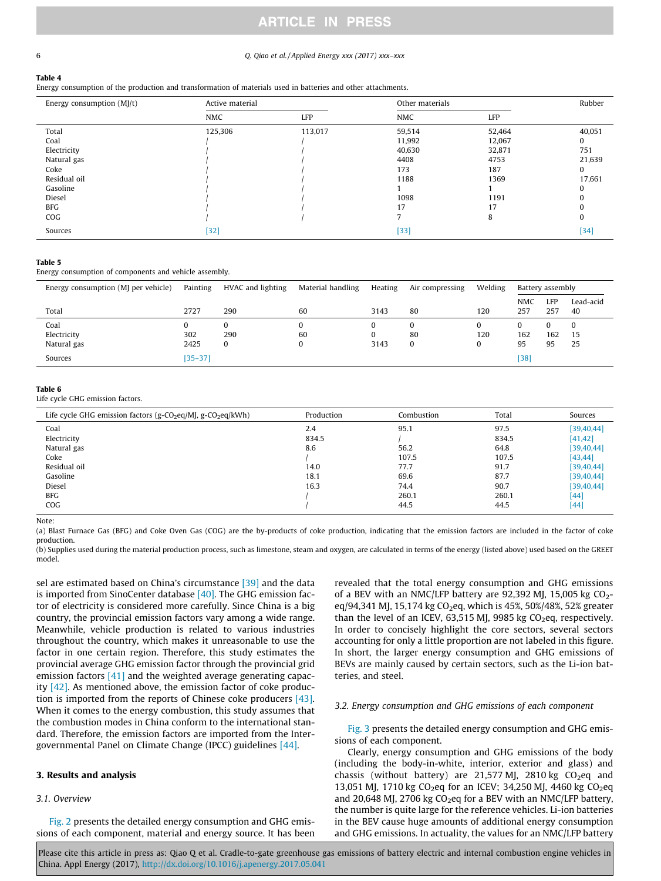**Table 4**
Energy consumption of the production and transformation of materials used in batteries and other attachments.

| Energy consumption (MJ/t) | Active material | | Other materials | | Rubber |
|---|---|---|---|---|---|
| | NMC | LFP | NMC | LFP | |
| Total | 125,306 | 113,017 | 59,514 | 52,464 | 40,051 |
| Coal | / | / | 11,992 | 12,067 | 0 |
| Electricity | / | / | 40,630 | 32,871 | 751 |
| Natural gas | / | / | 4408 | 4753 | 21,639 |
| Coke | / | / | 173 | 187 | 0 |
| Residual oil | / | / | 1188 | 1369 | 17,661 |
| Gasoline | / | / | 1 | 1 | 0 |
| Diesel | / | / | 1098 | 1191 | 0 |
| BFG | / | / | 17 | 17 | 0 |
| COG | / | / | 7 | 8 | 0 |
| Sources | [32] | | [33] | | [34] |

**Table 5**
Energy consumption of components and vehicle assembly.

| Energy consumption (MJ per vehicle) | Painting | HVAC and lighting | Material handling | Heating | Air compressing | Welding | Battery assembly | | |
|---|---|---|---|---|---|---|---|---|---|
| | | | | | | | NMC | LFP | Lead-acid |
| Total | 2727 | 290 | 60 | 3143 | 80 | 120 | 257 | 257 | 40 |
| Coal | 0 | 0 | 0 | 0 | 0 | 0 | 0 | 0 | 0 |
| Electricity | 302 | 290 | 60 | 0 | 80 | 120 | 162 | 162 | 15 |
| Natural gas | 2425 | 0 | 0 | 3143 | 0 | 0 | 95 | 95 | 25 |
| Sources | [35–37] | | | | | | [38] | | |

**Table 6**
Life cycle GHG emission factors.

| Life cycle GHG emission factors (g-$CO_2$eq/MJ, g-$CO_2$eq/kWh) | Production | Combustion | Total | Sources |
|---|---|---|---|---|
| Coal | 2.4 | 95.1 | 97.5 | [39,40,44] |
| Electricity | 834.5 | / | 834.5 | [41,42] |
| Natural gas | 8.6 | 56.2 | 64.8 | [39,40,44] |
| Coke | / | 107.5 | 107.5 | [43,44] |
| Residual oil | 14.0 | 77.7 | 91.7 | [39,40,44] |
| Gasoline | 18.1 | 69.6 | 87.7 | [39,40,44] |
| Diesel | 16.3 | 74.4 | 90.7 | [39,40,44] |
| BFG | / | 260.1 | 260.1 | [44] |
| COG | / | 44.5 | 44.5 | [44] |

Note:
(a) Blast Furnace Gas (BFG) and Coke Oven Gas (COG) are the by-products of coke production, indicating that the emission factors are included in the factor of coke production.
(b) Supplies used during the material production process, such as limestone, steam and oxygen, are calculated in terms of the energy (listed above) used based on the GREET model.

sel are estimated based on China's circumstance [39] and the data is imported from SinoCenter database [40]. The GHG emission factor of electricity is considered more carefully. Since China is a big country, the provincial emission factors vary among a wide range. Meanwhile, vehicle production is related to various industries throughout the country, which makes it unreasonable to use the factor in one certain region. Therefore, this study estimates the provincial average GHG emission factor through the provincial grid emission factors [41] and the weighted average generating capacity [42]. As mentioned above, the emission factor of coke production is imported from the reports of Chinese coke producers [43]. When it comes to the energy combustion, this study assumes that the combustion modes in China conform to the international standard. Therefore, the emission factors are imported from the Intergovernmental Panel on Climate Change (IPCC) guidelines [44].

## 3. Results and analysis

### 3.1. Overview

Fig. 2 presents the detailed energy consumption and GHG emissions of each component, material and energy source. It has been revealed that the total energy consumption and GHG emissions of a BEV with an NMC/LFP battery are 92,392 MJ, 15,005 kg $CO_2$-eq/94,341 MJ, 15,174 kg $CO_2$eq, which is 45%, 50%/48%, 52% greater than the level of an ICEV, 63,515 MJ, 9985 kg $CO_2$eq, respectively. In order to concisely highlight the core sectors, several sectors accounting for only a little proportion are not labeled in this figure. In short, the larger energy consumption and GHG emissions of BEVs are mainly caused by certain sectors, such as the Li-ion batteries, and steel.

### 3.2. Energy consumption and GHG emissions of each component

Fig. 3 presents the detailed energy consumption and GHG emissions of each component.

Clearly, energy consumption and GHG emissions of the body (including the body-in-white, interior, exterior and glass) and chassis (without battery) are 21,577 MJ, 2810 kg $CO_2$eq and 13,051 MJ, 1710 kg $CO_2$eq for an ICEV; 34,250 MJ, 4460 kg $CO_2$eq and 20,648 MJ, 2706 kg $CO_2$eq for a BEV with an NMC/LFP battery, the number is quite large for the reference vehicles. Li-ion batteries in the BEV cause huge amounts of additional energy consumption and GHG emissions. In actuality, the values for an NMC/LFP battery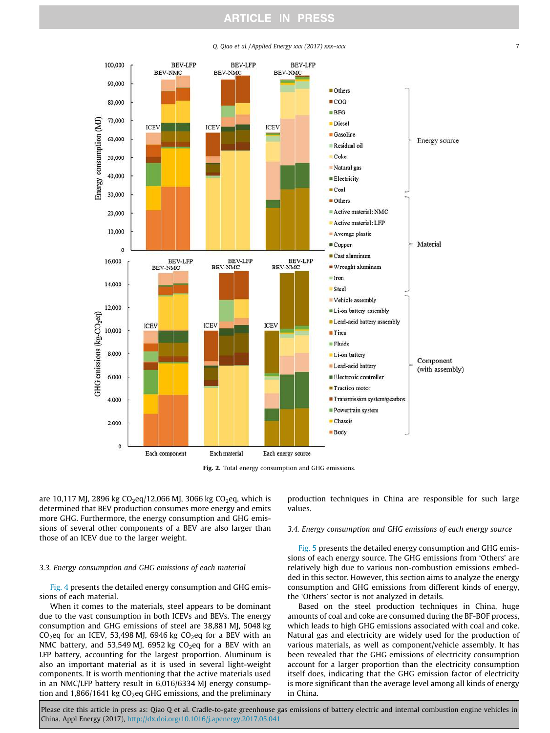Fig. 2. Total energy consumption and GHG emissions.

are 10,117 MJ, 2896 kg $CO_2$eq/12,066 MJ, 3066 kg $CO_2$eq, which is determined that BEV production consumes more energy and emits more GHG. Furthermore, the energy consumption and GHG emissions of several other components of a BEV are also larger than those of an ICEV due to the larger weight.

### 3.3. Energy consumption and GHG emissions of each material

Fig. 4 presents the detailed energy consumption and GHG emissions of each material.

When it comes to the materials, steel appears to be dominant due to the vast consumption in both ICEVs and BEVs. The energy consumption and GHG emissions of steel are 38,881 MJ, 5048 kg $CO_2$eq for an ICEV, 53,498 MJ, 6946 kg $CO_2$eq for a BEV with an NMC battery, and 53,549 MJ, 6952 kg $CO_2$eq for a BEV with an LFP battery, accounting for the largest proportion. Aluminum is also an important material as it is used in several light-weight components. It is worth mentioning that the active materials used in an NMC/LFP battery result in 6,016/6334 MJ energy consumption and 1,866/1641 kg $CO_2$eq GHG emissions, and the preliminary production techniques in China are responsible for such large values.

### 3.4. Energy consumption and GHG emissions of each energy source

Fig. 5 presents the detailed energy consumption and GHG emissions of each energy source. The GHG emissions from 'Others' are relatively high due to various non-combustion emissions embedded in this sector. However, this section aims to analyze the energy consumption and GHG emissions from different kinds of energy, the 'Others' sector is not analyzed in details.

Based on the steel production techniques in China, huge amounts of coal and coke are consumed during the BF-BOF process, which leads to high GHG emissions associated with coal and coke. Natural gas and electricity are widely used for the production of various materials, as well as component/vehicle assembly. It has been revealed that the GHG emissions of electricity consumption account for a larger proportion than the electricity consumption itself does, indicating that the GHG emission factor of electricity is more significant than the average level among all kinds of energy in China.

Please cite this article in press as: Qiao Q et al. Cradle-to-gate greenhouse gas emissions of battery electric and internal combustion engine vehicles in China. Appl Energy (2017), http://dx.doi.org/10.1016/j.apenergy.2017.05.041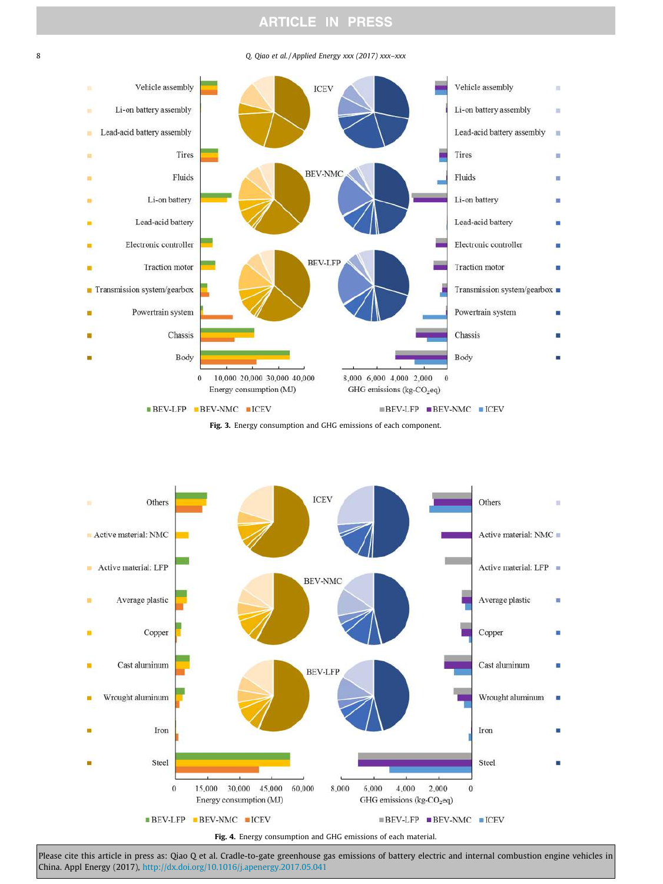Fig. 3. Energy consumption and GHG emissions of each component.

Fig. 4. Energy consumption and GHG emissions of each material.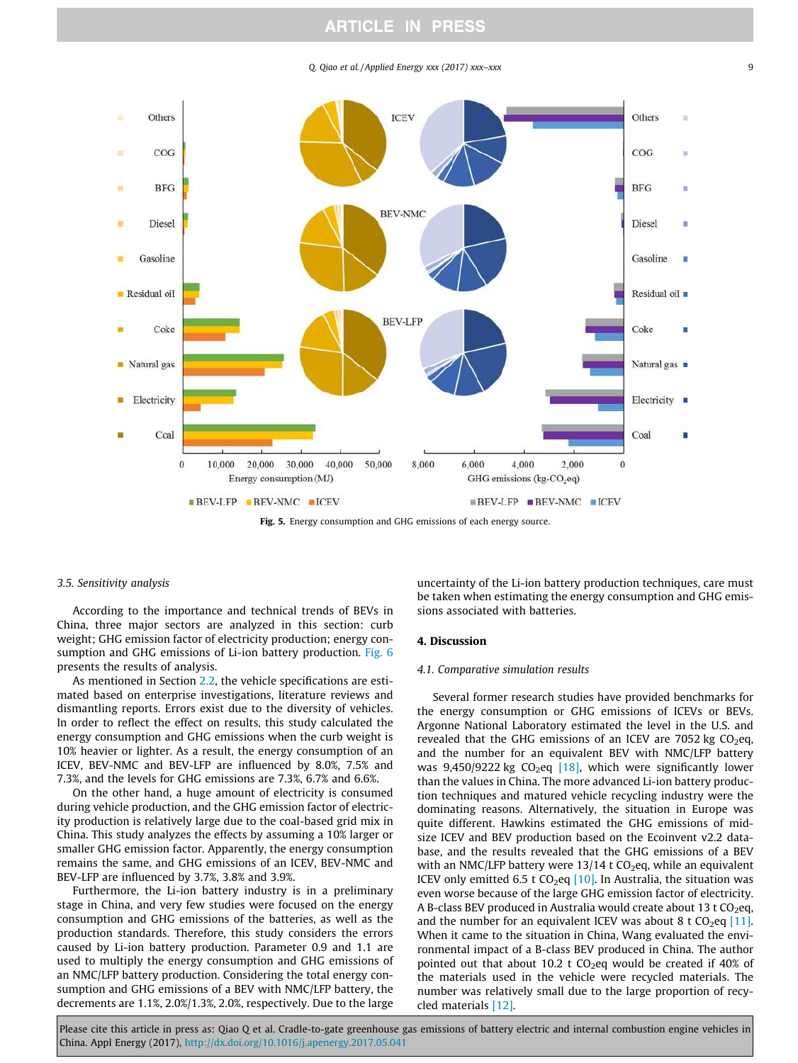Fig. 5. Energy consumption and GHG emissions of each energy source.

### 3.5. Sensitivity analysis

According to the importance and technical trends of BEVs in China, three major sectors are analyzed in this section: curb weight; GHG emission factor of electricity production; energy consumption and GHG emissions of Li-ion battery production. Fig. 6 presents the results of analysis.

As mentioned in Section 2.2, the vehicle specifications are estimated based on enterprise investigations, literature reviews and dismantling reports. Errors exist due to the diversity of vehicles. In order to reflect the effect on results, this study calculated the energy consumption and GHG emissions when the curb weight is 10% heavier or lighter. As a result, the energy consumption of an ICEV, BEV-NMC and BEV-LFP are influenced by 8.0%, 7.5% and 7.3%, and the levels for GHG emissions are 7.3%, 6.7% and 6.6%.

On the other hand, a huge amount of electricity is consumed during vehicle production, and the GHG emission factor of electricity production is relatively large due to the coal-based grid mix in China. This study analyzes the effects by assuming a 10% larger or smaller GHG emission factor. Apparently, the energy consumption remains the same, and GHG emissions of an ICEV, BEV-NMC and BEV-LFP are influenced by 3.7%, 3.8% and 3.9%.

Furthermore, the Li-ion battery industry is in a preliminary stage in China, and very few studies were focused on the energy consumption and GHG emissions of the batteries, as well as the production standards. Therefore, this study considers the errors caused by Li-ion battery production. Parameter 0.9 and 1.1 are used to multiply the energy consumption and GHG emissions of an NMC/LFP battery production. Considering the total energy consumption and GHG emissions of a BEV with NMC/LFP battery, the decrements are 1.1%, 2.0%/1.3%, 2.0%, respectively. Due to the large uncertainty of the Li-ion battery production techniques, care must be taken when estimating the energy consumption and GHG emissions associated with batteries.

## 4. Discussion

### 4.1. Comparative simulation results

Several former research studies have provided benchmarks for the energy consumption or GHG emissions of ICEVs or BEVs. Argonne National Laboratory estimated the level in the U.S. and revealed that the GHG emissions of an ICEV are 7052 kg $CO_2$eq, and the number for an equivalent BEV with NMC/LFP battery was 9,450/9222 kg $CO_2$eq [18], which were significantly lower than the values in China. The more advanced Li-ion battery production techniques and matured vehicle recycling industry were the dominating reasons. Alternatively, the situation in Europe was quite different. Hawkins estimated the GHG emissions of mid-size ICEV and BEV production based on the Ecoinvent v2.2 database, and the results revealed that the GHG emissions of a BEV with an NMC/LFP battery were 13/14 t $CO_2$eq, while an equivalent ICEV only emitted 6.5 t $CO_2$eq [10]. In Australia, the situation was even worse because of the large GHG emission factor of electricity. A B-class BEV produced in Australia would create about 13 t $CO_2$eq, and the number for an equivalent ICEV was about 8 t $CO_2$eq [11]. When it came to the situation in China, Wang evaluated the environmental impact of a B-class BEV produced in China. The author pointed out that about 10.2 t $CO_2$eq would be created if 40% of the materials used in the vehicle were recycled materials. The number was relatively small due to the large proportion of recycled materials [12].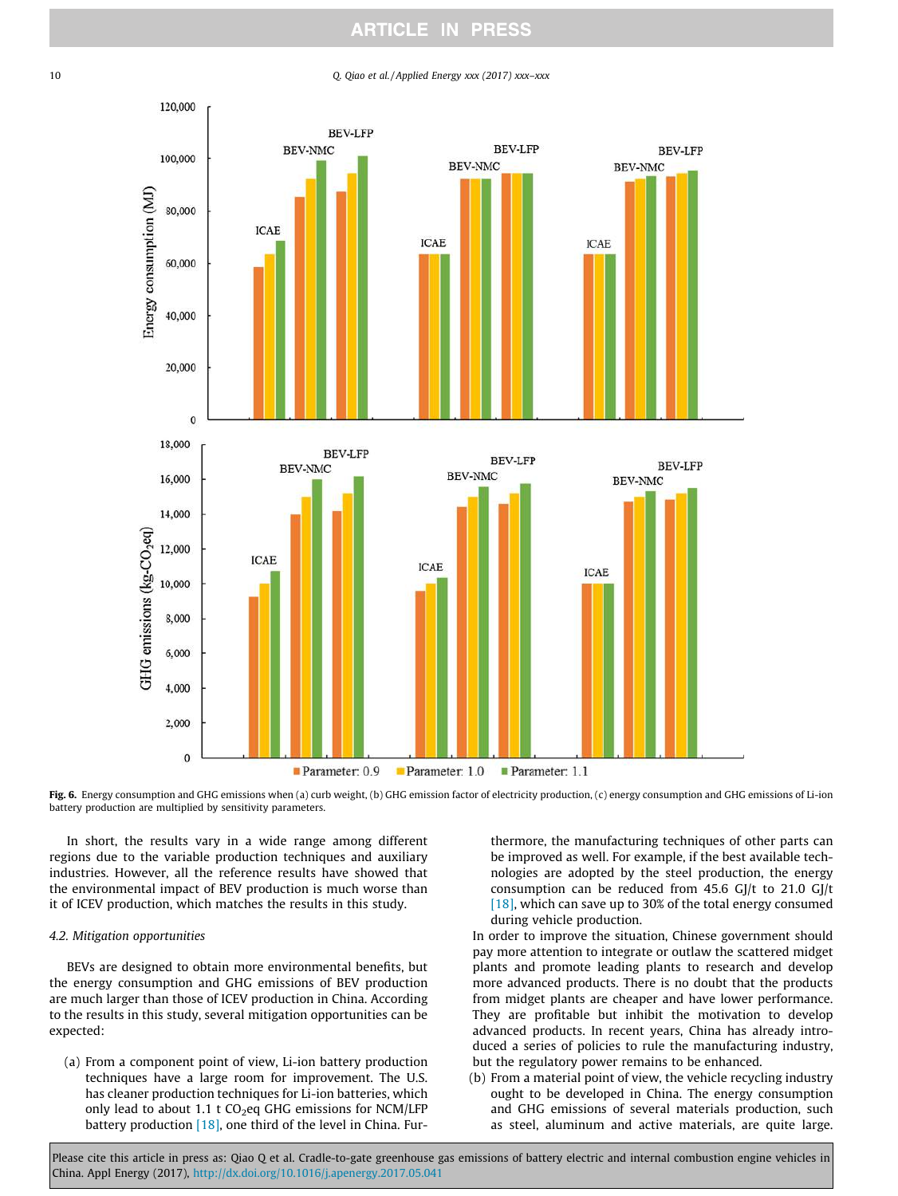**Fig. 6.** Energy consumption and GHG emissions when (a) curb weight, (b) GHG emission factor of electricity production, (c) energy consumption and GHG emissions of Li-ion battery production are multiplied by sensitivity parameters.

In short, the results vary in a wide range among different regions due to the variable production techniques and auxiliary industries. However, all the reference results have showed that the environmental impact of BEV production is much worse than it of ICEV production, which matches the results in this study.

### 4.2. Mitigation opportunities

BEVs are designed to obtain more environmental benefits, but the energy consumption and GHG emissions of BEV production are much larger than those of ICEV production in China. According to the results in this study, several mitigation opportunities can be expected:

(a) From a component point of view, Li-ion battery production techniques have a large room for improvement. The U.S. has cleaner production techniques for Li-ion batteries, which only lead to about 1.1 t $CO_2$eq GHG emissions for NCM/LFP battery production [18], one third of the level in China. Furthermore, the manufacturing techniques of other parts can be improved as well. For example, if the best available technologies are adopted by the steel production, the energy consumption can be reduced from 45.6 GJ/t to 21.0 GJ/t [18], which can save up to 30% of the total energy consumed during vehicle production.

In order to improve the situation, Chinese government should pay more attention to integrate or outlaw the scattered midget plants and promote leading plants to research and develop more advanced products. There is no doubt that the products from midget plants are cheaper and have lower performance. They are profitable but inhibit the motivation to develop advanced products. In recent years, China has already introduced a series of policies to rule the manufacturing industry, but the regulatory power remains to be enhanced.

(b) From a material point of view, the vehicle recycling industry ought to be developed in China. The energy consumption and GHG emissions of several materials production, such as steel, aluminum and active materials, are quite large.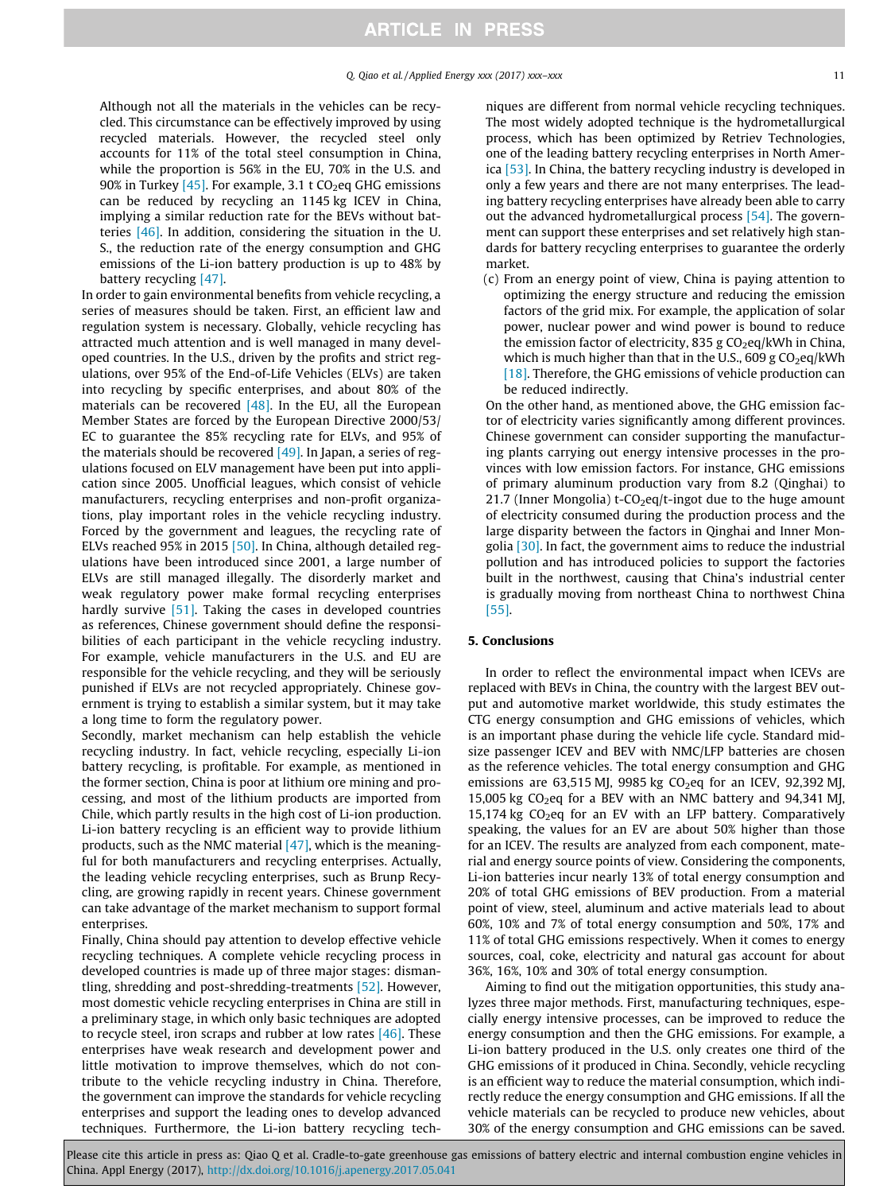Although not all the materials in the vehicles can be recycled. This circumstance can be effectively improved by using recycled materials. However, the recycled steel only accounts for 11% of the total steel consumption in China, while the proportion is 56% in the EU, 70% in the U.S. and 90% in Turkey [45]. For example, 3.1 t $CO_2$eq GHG emissions can be reduced by recycling an 1145 kg ICEV in China, implying a similar reduction rate for the BEVs without batteries [46]. In addition, considering the situation in the U. S., the reduction rate of the energy consumption and GHG emissions of the Li-ion battery production is up to 48% by battery recycling [47].

In order to gain environmental benefits from vehicle recycling, a series of measures should be taken. First, an efficient law and regulation system is necessary. Globally, vehicle recycling has attracted much attention and is well managed in many developed countries. In the U.S., driven by the profits and strict regulations, over 95% of the End-of-Life Vehicles (ELVs) are taken into recycling by specific enterprises, and about 80% of the materials can be recovered [48]. In the EU, all the European Member States are forced by the European Directive 2000/53/EC to guarantee the 85% recycling rate for ELVs, and 95% of the materials should be recovered [49]. In Japan, a series of regulations focused on ELV management have been put into application since 2005. Unofficial leagues, which consist of vehicle manufacturers, recycling enterprises and non-profit organizations, play important roles in the vehicle recycling industry. Forced by the government and leagues, the recycling rate of ELVs reached 95% in 2015 [50]. In China, although detailed regulations have been introduced since 2001, a large number of ELVs are still managed illegally. The disorderly market and weak regulatory power make formal recycling enterprises hardly survive [51]. Taking the cases in developed countries as references, Chinese government should define the responsibilities of each participant in the vehicle recycling industry. For example, vehicle manufacturers in the U.S. and EU are responsible for the vehicle recycling, and they will be seriously punished if ELVs are not recycled appropriately. Chinese government is trying to establish a similar system, but it may take a long time to form the regulatory power.

Secondly, market mechanism can help establish the vehicle recycling industry. In fact, vehicle recycling, especially Li-ion battery recycling, is profitable. For example, as mentioned in the former section, China is poor at lithium ore mining and processing, and most of the lithium products are imported from Chile, which partly results in the high cost of Li-ion production. Li-ion battery recycling is an efficient way to provide lithium products, such as the NMC material [47], which is the meaningful for both manufacturers and recycling enterprises. Actually, the leading vehicle recycling enterprises, such as Brunp Recycling, are growing rapidly in recent years. Chinese government can take advantage of the market mechanism to support formal enterprises.

Finally, China should pay attention to develop effective vehicle recycling techniques. A complete vehicle recycling process in developed countries is made up of three major stages: dismantling, shredding and post-shredding-treatments [52]. However, most domestic vehicle recycling enterprises in China are still in a preliminary stage, in which only basic techniques are adopted to recycle steel, iron scraps and rubber at low rates [46]. These enterprises have weak research and development power and little motivation to improve themselves, which do not contribute to the vehicle recycling industry in China. Therefore, the government can improve the standards for vehicle recycling enterprises and support the leading ones to develop advanced techniques. Furthermore, the Li-ion battery recycling techniques are different from normal vehicle recycling techniques. The most widely adopted technique is the hydrometallurgical process, which has been optimized by Retriev Technologies, one of the leading battery recycling enterprises in North America [53]. In China, the battery recycling industry is developed in only a few years and there are not many enterprises. The leading battery recycling enterprises have already been able to carry out the advanced hydrometallurgical process [54]. The government can support these enterprises and set relatively high standards for battery recycling enterprises to guarantee the orderly market.

(c) From an energy point of view, China is paying attention to optimizing the energy structure and reducing the emission factors of the grid mix. For example, the application of solar power, nuclear power and wind power is bound to reduce the emission factor of electricity, 835 g $CO_2$eq/kWh in China, which is much higher than that in the U.S., 609 g $CO_2$eq/kWh [18]. Therefore, the GHG emissions of vehicle production can be reduced indirectly.

On the other hand, as mentioned above, the GHG emission factor of electricity varies significantly among different provinces. Chinese government can consider supporting the manufacturing plants carrying out energy intensive processes in the provinces with low emission factors. For instance, GHG emissions of primary aluminum production vary from 8.2 (Qinghai) to 21.7 (Inner Mongolia) t-$CO_2$eq/t-ingot due to the huge amount of electricity consumed during the production process and the large disparity between the factors in Qinghai and Inner Mongolia [30]. In fact, the government aims to reduce the industrial pollution and has introduced policies to support the factories built in the northwest, causing that China's industrial center is gradually moving from northeast China to northwest China [55].

## 5. Conclusions

In order to reflect the environmental impact when ICEVs are replaced with BEVs in China, the country with the largest BEV output and automotive market worldwide, this study estimates the CTG energy consumption and GHG emissions of vehicles, which is an important phase during the vehicle life cycle. Standard mid-size passenger ICEV and BEV with NMC/LFP batteries are chosen as the reference vehicles. The total energy consumption and GHG emissions are 63,515 MJ, 9985 kg $CO_2$eq for an ICEV, 92,392 MJ, 15,005 kg $CO_2$eq for a BEV with an NMC battery and 94,341 MJ, 15,174 kg $CO_2$eq for an EV with an LFP battery. Comparatively speaking, the values for an EV are about 50% higher than those for an ICEV. The results are analyzed from each component, material and energy source points of view. Considering the components, Li-ion batteries incur nearly 13% of total energy consumption and 20% of total GHG emissions of BEV production. From a material point of view, steel, aluminum and active materials lead to about 60%, 10% and 7% of total energy consumption and 50%, 17% and 11% of total GHG emissions respectively. When it comes to energy sources, coal, coke, electricity and natural gas account for about 36%, 16%, 10% and 30% of total energy consumption.

Aiming to find out the mitigation opportunities, this study analyzes three major methods. First, manufacturing techniques, especially energy intensive processes, can be improved to reduce the energy consumption and then the GHG emissions. For example, a Li-ion battery produced in the U.S. only creates one third of the GHG emissions of it produced in China. Secondly, vehicle recycling is an efficient way to reduce the material consumption, which indirectly reduce the energy consumption and GHG emissions. If all the vehicle materials can be recycled to produce new vehicles, about 30% of the energy consumption and GHG emissions can be saved.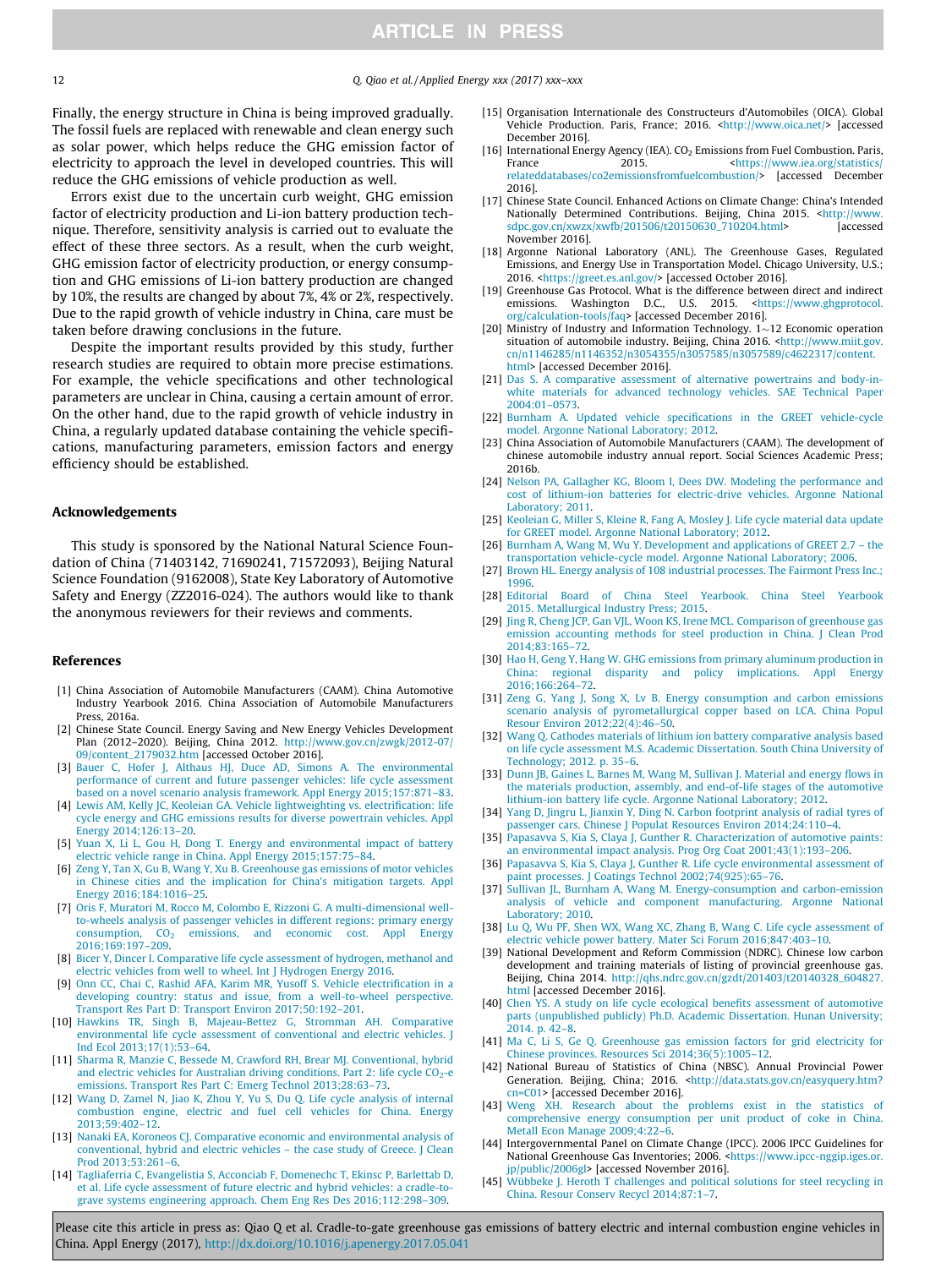Finally, the energy structure in China is being improved gradually. The fossil fuels are replaced with renewable and clean energy such as solar power, which helps reduce the GHG emission factor of electricity to approach the level in developed countries. This will reduce the GHG emissions of vehicle production as well.

Errors exist due to the uncertain curb weight, GHG emission factor of electricity production and Li-ion battery production technique. Therefore, sensitivity analysis is carried out to evaluate the effect of these three sectors. As a result, when the curb weight, GHG emission factor of electricity production, or energy consumption and GHG emissions of Li-ion battery production are changed by 10%, the results are changed by about 7%, 4% or 2%, respectively. Due to the rapid growth of vehicle industry in China, care must be taken before drawing conclusions in the future.

Despite the important results provided by this study, further research studies are required to obtain more precise estimations. For example, the vehicle specifications and other technological parameters are unclear in China, causing a certain amount of error. On the other hand, due to the rapid growth of vehicle industry in China, a regularly updated database containing the vehicle specifications, manufacturing parameters, emission factors and energy efficiency should be established.

## Acknowledgements

This study is sponsored by the National Natural Science Foundation of China (71403142, 71690241, 71572093), Beijing Natural Science Foundation (9162008), State Key Laboratory of Automotive Safety and Energy (ZZ2016-024). The authors would like to thank the anonymous reviewers for their reviews and comments.

## References

[1] China Association of Automobile Manufacturers (CAAM). China Automotive Industry Yearbook 2016. China Association of Automobile Manufacturers Press, 2016a.

[2] Chinese State Council. Energy Saving and New Energy Vehicles Development Plan (2012–2020). Beijing, China 2012. http://www.gov.cn/zwgk/2012-07/09/content_2179032.htm [accessed October 2016].

[3] Bauer C, Hofer J, Althaus HJ, Duce AD, Simons A. The environmental performance of current and future passenger vehicles: life cycle assessment based on a novel scenario analysis framework. Appl Energy 2015;157:871–83.

[4] Lewis AM, Kelly JC, Keoleian GA. Vehicle lightweighting vs. electrification: life cycle energy and GHG emissions results for diverse powertrain vehicles. Appl Energy 2014;126:13–20.

[5] Yuan X, Li L, Gou H, Dong T. Energy and environmental impact of battery electric vehicle range in China. Appl Energy 2015;157:75–84.

[6] Zeng Y, Tan X, Gu B, Wang Y, Xu B. Greenhouse gas emissions of motor vehicles in Chinese cities and the implication for China's mitigation targets. Appl Energy 2016;184:1016–25.

[7] Oris F, Muratori M, Rocco M, Colombo E, Rizzoni G. A multi-dimensional well-to-wheels analysis of passenger vehicles in different regions: primary energy consumption, $CO_2$ emissions, and economic cost. Appl Energy 2016;169:197–209.

[8] Bicer Y, Dincer I. Comparative life cycle assessment of hydrogen, methanol and electric vehicles from well to wheel. Int J Hydrogen Energy 2016.

[9] Onn CC, Chai C, Rashid AFA, Karim MR, Yusoff S. Vehicle electrification in a developing country: status and issue, from a well-to-wheel perspective. Transport Res Part D: Transport Environ 2017;50:192–201.

[10] Hawkins TR, Singh B, Majeau-Bettez G, Stromman AH. Comparative environmental life cycle assessment of conventional and electric vehicles. J Ind Ecol 2013;17(1):53–64.

[11] Sharma R, Manzie C, Bessede M, Crawford RH, Brear MJ. Conventional, hybrid and electric vehicles for Australian driving conditions. Part 2: life cycle $CO_2$-e emissions. Transport Res Part C: Emerg Technol 2013;28:63–73.

[12] Wang D, Zamel N, Jiao K, Zhou Y, Yu S, Du Q. Life cycle analysis of internal combustion engine, electric and fuel cell vehicles for China. Energy 2013;59:402–12.

[13] Nanaki EA, Koroneos CJ. Comparative economic and environmental analysis of conventional, hybrid and electric vehicles – the case study of Greece. J Clean Prod 2013;53:261–6.

[14] Tagliaferria C, Evangelistia S, Acconciab F, Domenechc T, Ekinsc P, Barlettab D, et al. Life cycle assessment of future electric and hybrid vehicles: a cradle-to-grave systems engineering approach. Chem Eng Res Des 2016;112:298–309.

[15] Organisation Internationale des Constructeurs d'Automobiles (OICA). Global Vehicle Production. Paris, France; 2016. <http://www.oica.net/> [accessed December 2016].

[16] International Energy Agency (IEA). $CO_2$ Emissions from Fuel Combustion. Paris, France 2015. <https://www.iea.org/statistics/relateddatabases/co2emissionsfromfuelcombustion/> [accessed December 2016].

[17] Chinese State Council. Enhanced Actions on Climate Change: China's Intended Nationally Determined Contributions. Beijing, China 2015. <http://www.sdpc.gov.cn/xwzx/xwfb/201506/t20150630_710204.html> [accessed November 2016].

[18] Argonne National Laboratory (ANL). The Greenhouse Gases, Regulated Emissions, and Energy Use in Transportation Model. Chicago University, U.S.; 2016. <https://greet.es.anl.gov/> [accessed October 2016].

[19] Greenhouse Gas Protocol. What is the difference between direct and indirect emissions. Washington D.C., U.S. 2015. <https://www.ghgprotocol.org/calculation-tools/faq> [accessed December 2016].

[20] Ministry of Industry and Information Technology. 1~12 Economic operation situation of automobile industry. Beijing, China 2016. <http://www.miit.gov.cn/n1146285/n1146352/n3054355/n3057585/n3057589/c4622317/content.html> [accessed December 2016].

[21] Das S. A comparative assessment of alternative powertrains and body-in-white materials for advanced technology vehicles. SAE Technical Paper 2004:01–0573.

[22] Burnham A. Updated vehicle specifications in the GREET vehicle-cycle model. Argonne National Laboratory; 2012.

[23] China Association of Automobile Manufacturers (CAAM). The development of chinese automobile industry annual report. Social Sciences Academic Press; 2016b.

[24] Nelson PA, Gallagher KG, Bloom I, Dees DW. Modeling the performance and cost of lithium-ion batteries for electric-drive vehicles. Argonne National Laboratory; 2011.

[25] Keoleian G, Miller S, Kleine R, Fang A, Mosley J. Life cycle material data update for GREET model. Argonne National Laboratory; 2012.

[26] Burnham A, Wang M, Wu Y. Development and applications of GREET 2.7 – the transportation vehicle-cycle model. Argonne National Laboratory; 2006.

[27] Brown HL. Energy analysis of 108 industrial processes. The Fairmont Press Inc.; 1996.

[28] Editorial Board of China Steel Yearbook. China Steel Yearbook 2015. Metallurgical Industry Press; 2015.

[29] Jing R, Cheng JCP, Gan VJL, Woon KS, Irene MCL. Comparison of greenhouse gas emission accounting methods for steel production in China. J Clean Prod 2014;83:165–72.

[30] Hao H, Geng Y, Hang W. GHG emissions from primary aluminum production in China: regional disparity and policy implications. Appl Energy 2016;166:264–72.

[31] Zeng G, Yang J, Song X, Lv B. Energy consumption and carbon emissions scenario analysis of pyrometallurgical copper based on LCA. China Popul Resour Environ 2012;22(4):46–50.

[32] Wang Q. Cathodes materials of lithium ion battery comparative analysis based on life cycle assessment M.S. Academic Dissertation. South China University of Technology; 2012. p. 35–6.

[33] Dunn JB, Gaines L, Barnes M, Wang M, Sullivan J. Material and energy flows in the materials production, assembly, and end-of-life stages of the automotive lithium-ion battery life cycle. Argonne National Laboratory; 2012.

[34] Yang D, Jingru L, Jianxin Y, Ding N. Carbon footprint analysis of radial tyres of passenger cars. Chinese J Populat Resources Environ 2014;24:110–4.

[35] Papasavva S, Kia S, Claya J, Gunther R. Characterization of automotive paints: an environmental impact analysis. Prog Org Coat 2001;43(1):193–206.

[36] Papasavva S, Kia S, Claya J, Gunther R. Life cycle environmental assessment of paint processes. J Coatings Technol 2002;74(925):65–76.

[37] Sullivan JL, Burnham A, Wang M. Energy-consumption and carbon-emission analysis of vehicle and component manufacturing. Argonne National Laboratory; 2010.

[38] Lu Q, Wu PF, Shen WX, Wang XC, Zhang B, Wang C. Life cycle assessment of electric vehicle power battery. Mater Sci Forum 2016;847:403–10.

[39] National Development and Reform Commission (NDRC). Chinese low carbon development and training materials of listing of provincial greenhouse gas. Beijing, China 2014. http://qhs.ndrc.gov.cn/gzdt/201403/t20140328_604827.html [accessed December 2016].

[40] Chen YS. A study on life cycle ecological benefits assessment of automotive parts (unpublished publicly) Ph.D. Academic Dissertation. Hunan University; 2014. p. 42–8.

[41] Ma C, Li S, Ge Q. Greenhouse gas emission factors for grid electricity for Chinese provinces. Resources Sci 2014;36(5):1005–12.

[42] National Bureau of Statistics of China (NBSC). Annual Provincial Power Generation. Beijing, China; 2016. <http://data.stats.gov.cn/easyquery.htm?cn=C01> [accessed December 2016].

[43] Weng XH. Research about the problems exist in the statistics of comprehensive energy consumption per unit product of coke in China. Metall Econ Manage 2009;4:22–6.

[44] Intergovernmental Panel on Climate Change (IPCC). 2006 IPCC Guidelines for National Greenhouse Gas Inventories; 2006. <https://www.ipcc-nggip.iges.or.jp/public/2006gl> [accessed November 2016].

[45] Wübbeke J. Heroth T challenges and political solutions for steel recycling in China. Resour Conserv Recycl 2014;87:1–7.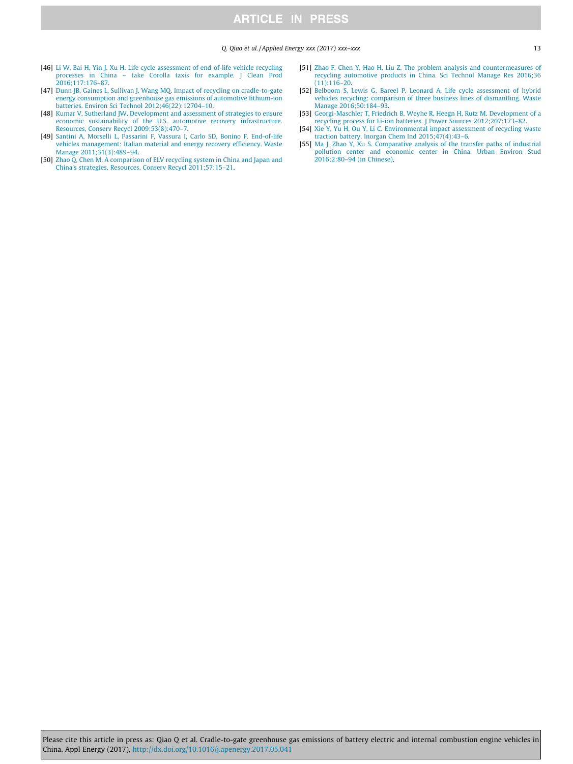[46] Li W, Bai H, Yin J, Xu H. Life cycle assessment of end-of-life vehicle recycling processes in China – take Corolla taxis for example. J Clean Prod 2016;117:176–87.

[47] Dunn JB, Gaines L, Sullivan J, Wang MQ. Impact of recycling on cradle-to-gate energy consumption and greenhouse gas emissions of automotive lithium-ion batteries. Environ Sci Technol 2012;46(22):12704–10.

[48] Kumar V, Sutherland JW. Development and assessment of strategies to ensure economic sustainability of the U.S. automotive recovery infrastructure. Resources, Conserv Recycl 2009;53(8):470–7.

[49] Santini A, Morselli L, Passarini F, Vassura I, Carlo SD, Bonino F. End-of-life vehicles management: Italian material and energy recovery efficiency. Waste Manage 2011;31(3):489–94.

[50] Zhao Q, Chen M. A comparison of ELV recycling system in China and Japan and China's strategies. Resources, Conserv Recycl 2011;57:15–21.

[51] Zhao F, Chen Y, Hao H, Liu Z. The problem analysis and countermeasures of recycling automotive products in China. Sci Technol Manage Res 2016;36 (11):116–20.

[52] Belboom S, Lewis G, Bareel P, Leonard A. Life cycle assessment of hybrid vehicles recycling: comparison of three business lines of dismantling. Waste Manage 2016;50:184–93.

[53] Georgi-Maschler T, Friedrich B, Weyhe R, Heegn H, Rutz M. Development of a recycling process for Li-ion batteries. J Power Sources 2012;207:173–82.

[54] Xie Y, Yu H, Ou Y, Li C. Environmental impact assessment of recycling waste traction battery. Inorgan Chem Ind 2015;47(4):43–6.

[55] Ma J, Zhao Y, Xu S. Comparative analysis of the transfer paths of industrial pollution center and economic center in China. Urban Environ Stud 2016;2:80–94 (in Chinese).

Please cite this article in press as: Qiao Q et al. Cradle-to-gate greenhouse gas emissions of battery electric and internal combustion engine vehicles in China. Appl Energy (2017), http://dx.doi.org/10.1016/j.apenergy.2017.05.041